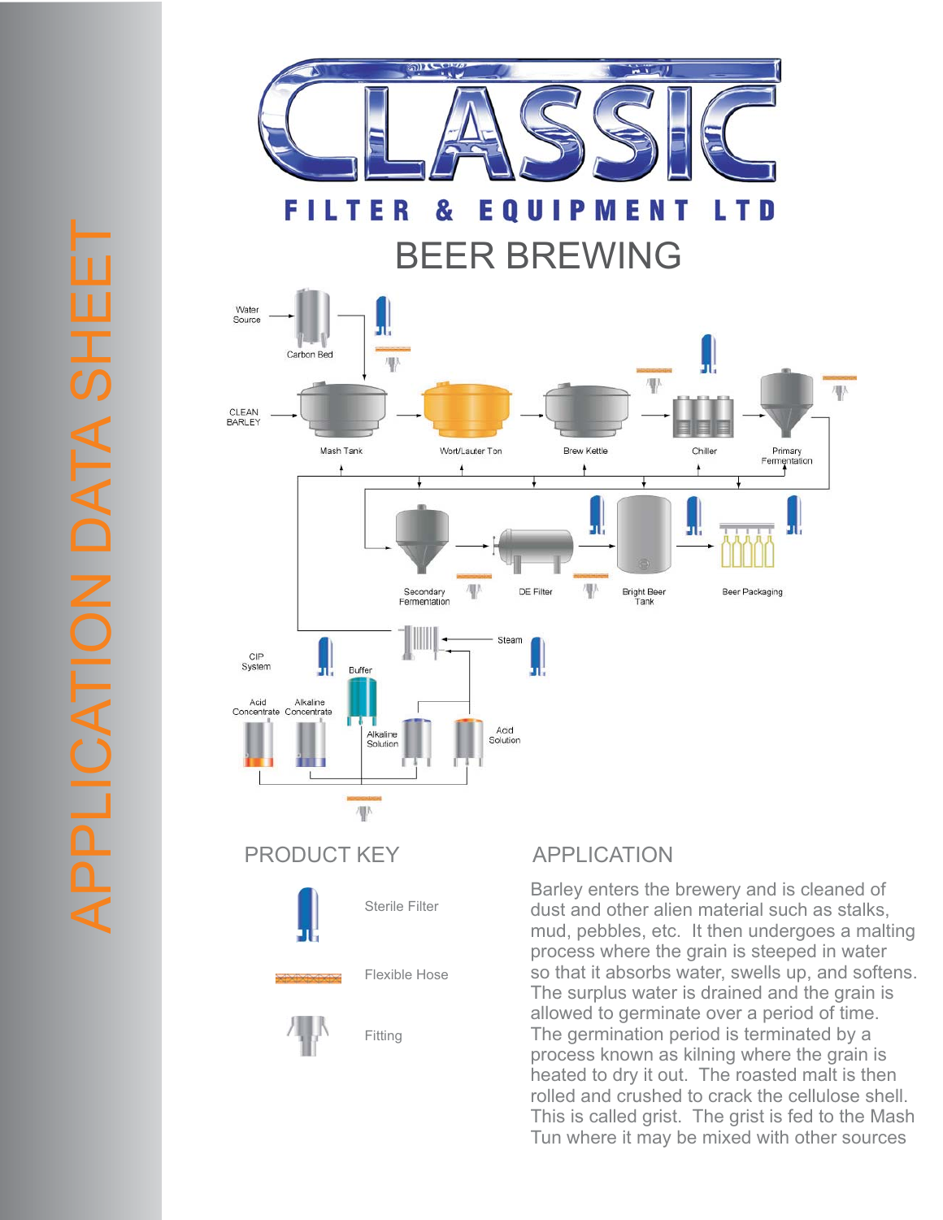# CLASSIC

## FILTER & EQUIPMENT LTD

# BEER BREWING

APPLICATION DATA SHEET

Water Source

Carbon Bed

CLEAN BARLEY

Mash Tank

Wort/Lauter Ton

Brew Kettle

Chiller

Primary Fermentation

Secondary Fermentation

DE Filter

Bright Beer Tank

Beer Packaging

Steam

CIP System

Buffer

Acid Concentrate

Alkaline Concentrate

Alkaline Solution

Acid Solution

## PRODUCT KEY

Sterile Filter

Flexible Hose

Fitting

## APPLICATION

Barley enters the brewery and is cleaned of dust and other alien material such as stalks, mud, pebbles, etc. It then undergoes a malting process where the grain is steeped in water so that it absorbs water, swells up, and softens. The surplus water is drained and the grain is allowed to germinate over a period of time. The germination period is terminated by a process known as kilning where the grain is heated to dry it out. The roasted malt is then rolled and crushed to crack the cellulose shell. This is called grist. The grist is fed to the Mash Tun where it may be mixed with other sources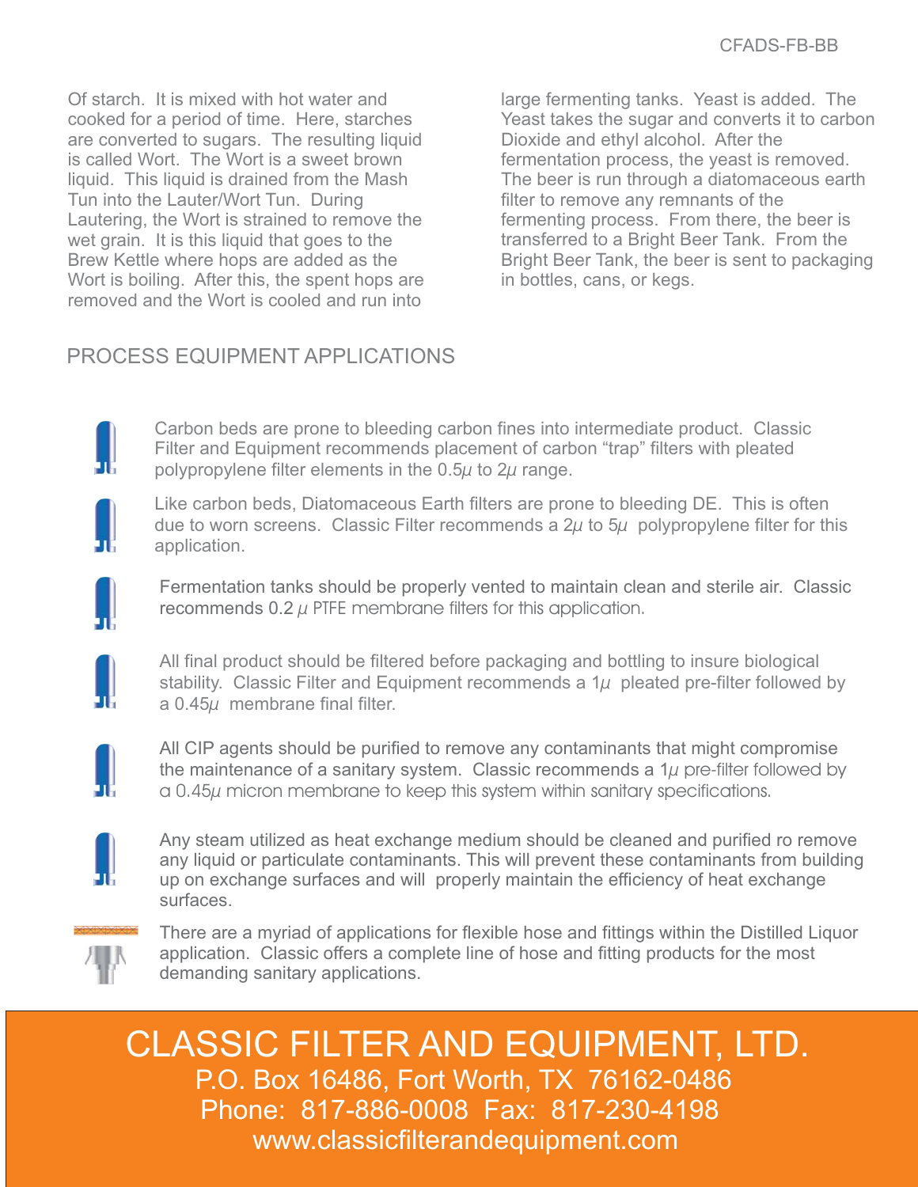Of starch. It is mixed with hot water and cooked for a period of time. Here, starches are converted to sugars. The resulting liquid is called Wort. The Wort is a sweet brown liquid. This liquid is drained from the Mash Tun into the Lauter/Wort Tun. During Lautering, the Wort is strained to remove the wet grain. It is this liquid that goes to the Brew Kettle where hops are added as the Wort is boiling. After this, the spent hops are removed and the Wort is cooled and run into large fermenting tanks. Yeast is added. The Yeast takes the sugar and converts it to carbon Dioxide and ethyl alcohol. After the fermentation process, the yeast is removed. The beer is run through a diatomaceous earth filter to remove any remnants of the fermenting process. From there, the beer is transferred to a Bright Beer Tank. From the Bright Beer Tank, the beer is sent to packaging in bottles, cans, or kegs.

## PROCESS EQUIPMENT APPLICATIONS

Carbon beds are prone to bleeding carbon fines into intermediate product. Classic Filter and Equipment recommends placement of carbon "trap" filters with pleated polypropylene filter elements in the 0.5$\mu$ to 2$\mu$ range.

Like carbon beds, Diatomaceous Earth filters are prone to bleeding DE. This is often due to worn screens. Classic Filter recommends a 2$\mu$ to 5$\mu$ polypropylene filter for this application.

Fermentation tanks should be properly vented to maintain clean and sterile air. Classic recommends 0.2 $\mu$ PTFE membrane filters for this application.

All final product should be filtered before packaging and bottling to insure biological stability. Classic Filter and Equipment recommends a 1$\mu$ pleated pre-filter followed by a 0.45$\mu$ membrane final filter.

All CIP agents should be purified to remove any contaminants that might compromise the maintenance of a sanitary system. Classic recommends a 1$\mu$ pre-filter followed by a 0.45$\mu$ micron membrane to keep this system within sanitary specifications.

Any steam utilized as heat exchange medium should be cleaned and purified ro remove any liquid or particulate contaminants. This will prevent these contaminants from building up on exchange surfaces and will properly maintain the efficiency of heat exchange surfaces.

There are a myriad of applications for flexible hose and fittings within the Distilled Liquor application. Classic offers a complete line of hose and fitting products for the most demanding sanitary applications.

## CLASSIC FILTER AND EQUIPMENT, LTD.

P.O. Box 16486, Fort Worth, TX 76162-0486
Phone: 817-886-0008 Fax: 817-230-4198
www.classicfilterandequipment.com